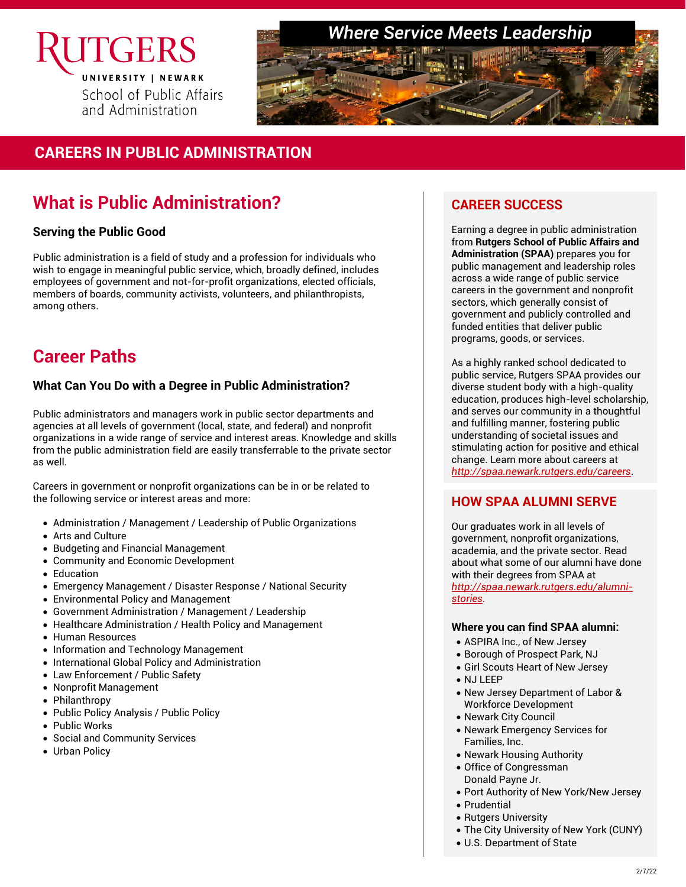# RUTGERS

UNIVERSITY | NEWARK

School of Public Affairs and Administration

*Where Service Meets Leadership*

## CAREERS IN PUBLIC ADMINISTRATION

## What is Public Administration?

### Serving the Public Good

Public administration is a field of study and a profession for individuals who wish to engage in meaningful public service, which, broadly defined, includes employees of government and not-for-profit organizations, elected officials, members of boards, community activists, volunteers, and philanthropists, among others.

## Career Paths

### What Can You Do with a Degree in Public Administration?

Public administrators and managers work in public sector departments and agencies at all levels of government (local, state, and federal) and nonprofit organizations in a wide range of service and interest areas. Knowledge and skills from the public administration field are easily transferrable to the private sector as well.

Careers in government or nonprofit organizations can be in or be related to the following service or interest areas and more:

- Administration / Management / Leadership of Public Organizations
- Arts and Culture
- Budgeting and Financial Management
- Community and Economic Development
- Education
- Emergency Management / Disaster Response / National Security
- Environmental Policy and Management
- Government Administration / Management / Leadership
- Healthcare Administration / Health Policy and Management
- Human Resources
- Information and Technology Management
- International Global Policy and Administration
- Law Enforcement / Public Safety
- Nonprofit Management
- Philanthropy
- Public Policy Analysis / Public Policy
- Public Works
- Social and Community Services
- Urban Policy

## CAREER SUCCESS

Earning a degree in public administration from **Rutgers School of Public Affairs and Administration (SPAA)** prepares you for public management and leadership roles across a wide range of public service careers in the government and nonprofit sectors, which generally consist of government and publicly controlled and funded entities that deliver public programs, goods, or services.

As a highly ranked school dedicated to public service, Rutgers SPAA provides our diverse student body with a high-quality education, produces high-level scholarship, and serves our community in a thoughtful and fulfilling manner, fostering public understanding of societal issues and stimulating action for positive and ethical change. Learn more about careers at *http://spaa.newark.rutgers.edu/careers*.

## HOW SPAA ALUMNI SERVE

Our graduates work in all levels of government, nonprofit organizations, academia, and the private sector. Read about what some of our alumni have done with their degrees from SPAA at *http://spaa.newark.rutgers.edu/alumni-stories*.

### Where you can find SPAA alumni:

- ASPIRA Inc., of New Jersey
- Borough of Prospect Park, NJ
- Girl Scouts Heart of New Jersey
- NJ LEEP
- New Jersey Department of Labor & Workforce Development
- Newark City Council
- Newark Emergency Services for Families, Inc.
- Newark Housing Authority
- Office of Congressman Donald Payne Jr.
- Port Authority of New York/New Jersey
- Prudential
- Rutgers University
- The City University of New York (CUNY)
- U.S. Department of State

2/7/22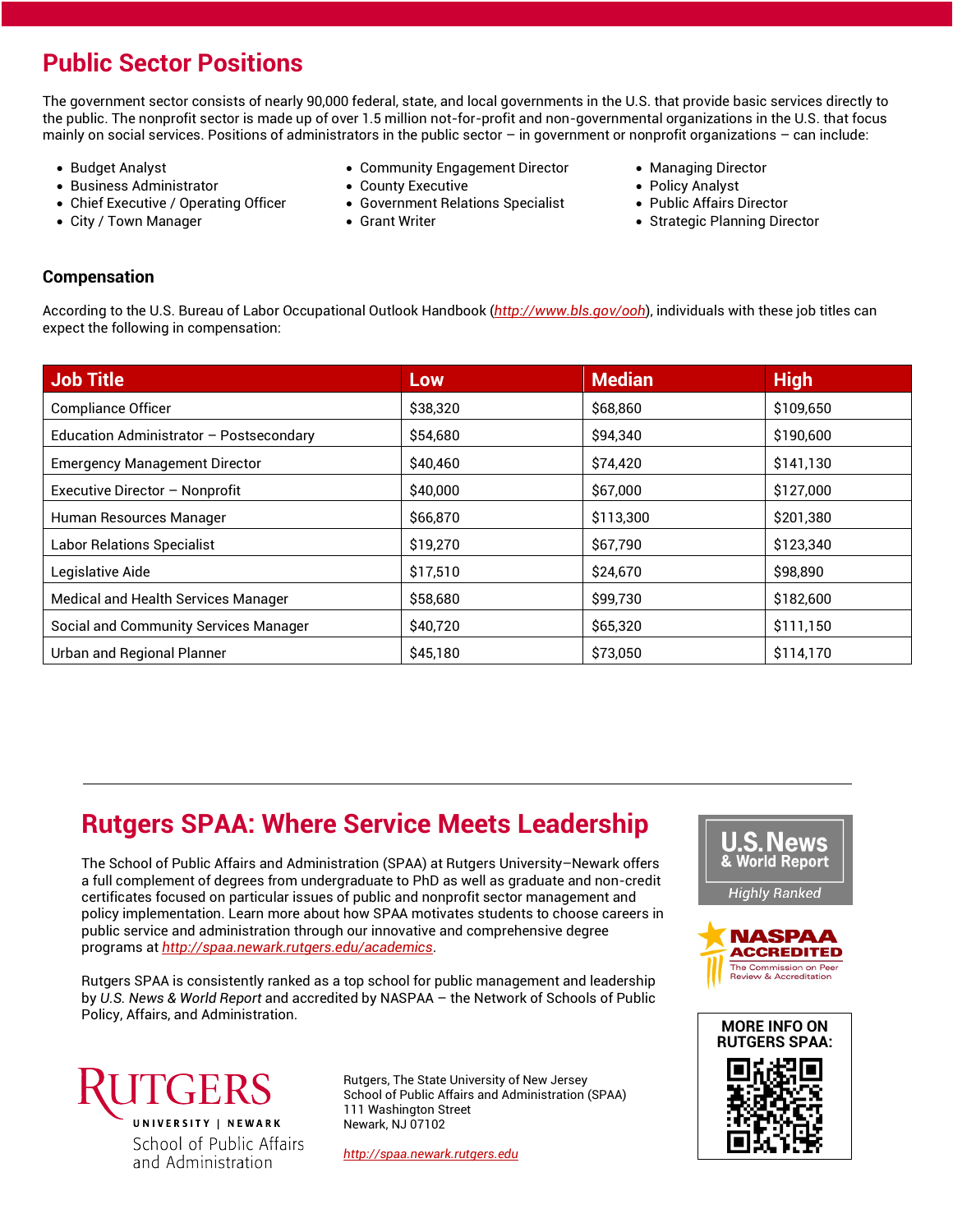# Public Sector Positions

The government sector consists of nearly 90,000 federal, state, and local governments in the U.S. that provide basic services directly to the public. The nonprofit sector is made up of over 1.5 million not-for-profit and non-governmental organizations in the U.S. that focus mainly on social services. Positions of administrators in the public sector – in government or nonprofit organizations – can include:

- Budget Analyst
- Business Administrator
- Chief Executive / Operating Officer
- City / Town Manager
- Community Engagement Director
- County Executive
- Government Relations Specialist
- Grant Writer
- Managing Director
- Policy Analyst
- Public Affairs Director
- Strategic Planning Director

### Compensation

According to the U.S. Bureau of Labor Occupational Outlook Handbook (http://www.bls.gov/ooh), individuals with these job titles can expect the following in compensation:

| Job Title | Low | Median | High |
|---|---|---|---|
| Compliance Officer | $38,320 | $68,860 | $109,650 |
| Education Administrator – Postsecondary | $54,680 | $94,340 | $190,600 |
| Emergency Management Director | $40,460 | $74,420 | $141,130 |
| Executive Director – Nonprofit | $40,000 | $67,000 | $127,000 |
| Human Resources Manager | $66,870 | $113,300 | $201,380 |
| Labor Relations Specialist | $19,270 | $67,790 | $123,340 |
| Legislative Aide | $17,510 | $24,670 | $98,890 |
| Medical and Health Services Manager | $58,680 | $99,730 | $182,600 |
| Social and Community Services Manager | $40,720 | $65,320 | $111,150 |
| Urban and Regional Planner | $45,180 | $73,050 | $114,170 |

---

## Rutgers SPAA: Where Service Meets Leadership

The School of Public Affairs and Administration (SPAA) at Rutgers University–Newark offers a full complement of degrees from undergraduate to PhD as well as graduate and non-credit certificates focused on particular issues of public and nonprofit sector management and policy implementation. Learn more about how SPAA motivates students to choose careers in public service and administration through our innovative and comprehensive degree programs at http://spaa.newark.rutgers.edu/academics.

Rutgers SPAA is consistently ranked as a top school for public management and leadership by *U.S. News & World Report* and accredited by NASPAA – the Network of Schools of Public Policy, Affairs, and Administration.

U.S. News & World Report
Highly Ranked

NASPAA ACCREDITED
The Commission on Peer Review & Accreditation

MORE INFO ON RUTGERS SPAA:

RUTGERS
UNIVERSITY | NEWARK
School of Public Affairs and Administration

Rutgers, The State University of New Jersey
School of Public Affairs and Administration (SPAA)
111 Washington Street
Newark, NJ 07102

http://spaa.newark.rutgers.edu